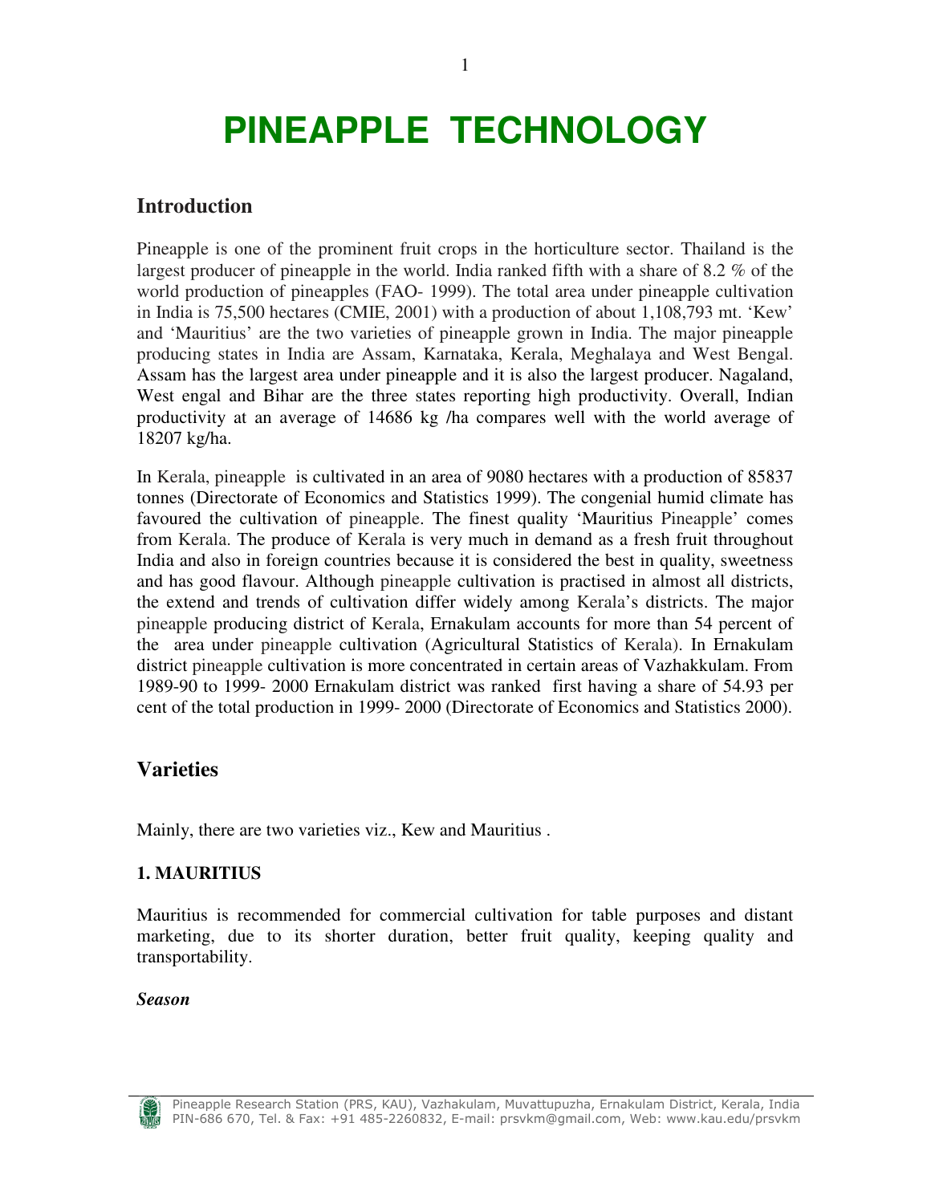# PINEAPPLE TECHNOLOGY

## Introduction

Pineapple is one of the prominent fruit crops in the horticulture sector. Thailand is the largest producer of pineapple in the world. India ranked fifth with a share of 8.2 % of the world production of pineapples (FAO- 1999). The total area under pineapple cultivation in India is 75,500 hectares (CMIE, 2001) with a production of about 1,108,793 mt. 'Kew' and 'Mauritius' are the two varieties of pineapple grown in India. The major pineapple producing states in India are Assam, Karnataka, Kerala, Meghalaya and West Bengal. Assam has the largest area under pineapple and it is also the largest producer. Nagaland, West engal and Bihar are the three states reporting high productivity. Overall, Indian productivity at an average of 14686 kg /ha compares well with the world average of 18207 kg/ha.

In Kerala, pineapple is cultivated in an area of 9080 hectares with a production of 85837 tonnes (Directorate of Economics and Statistics 1999). The congenial humid climate has favoured the cultivation of pineapple. The finest quality 'Mauritius Pineapple' comes from Kerala. The produce of Kerala is very much in demand as a fresh fruit throughout India and also in foreign countries because it is considered the best in quality, sweetness and has good flavour. Although pineapple cultivation is practised in almost all districts, the extend and trends of cultivation differ widely among Kerala's districts. The major pineapple producing district of Kerala, Ernakulam accounts for more than 54 percent of the area under pineapple cultivation (Agricultural Statistics of Kerala). In Ernakulam district pineapple cultivation is more concentrated in certain areas of Vazhakkulam. From 1989-90 to 1999- 2000 Ernakulam district was ranked first having a share of 54.93 per cent of the total production in 1999- 2000 (Directorate of Economics and Statistics 2000).

## Varieties

Mainly, there are two varieties viz., Kew and Mauritius .

### 1. MAURITIUS

Mauritius is recommended for commercial cultivation for table purposes and distant marketing, due to its shorter duration, better fruit quality, keeping quality and transportability.

***Season***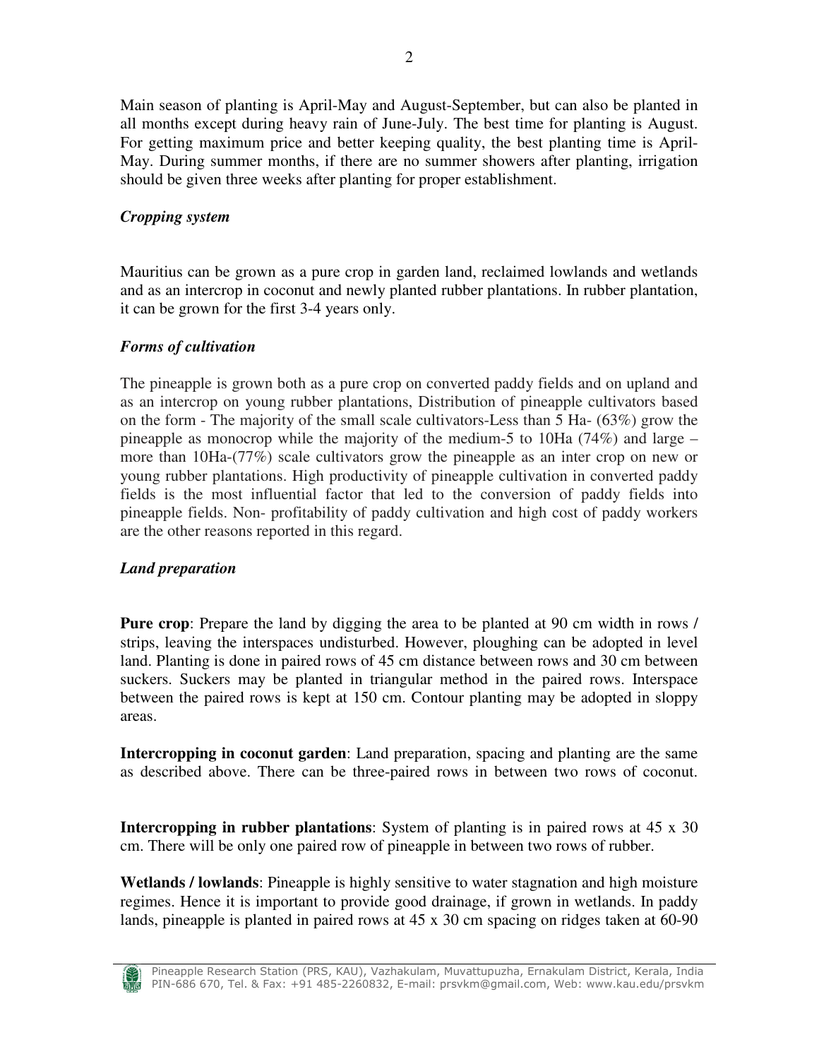Main season of planting is April-May and August-September, but can also be planted in all months except during heavy rain of June-July. The best time for planting is August. For getting maximum price and better keeping quality, the best planting time is April-May. During summer months, if there are no summer showers after planting, irrigation should be given three weeks after planting for proper establishment.

### *Cropping system*

Mauritius can be grown as a pure crop in garden land, reclaimed lowlands and wetlands and as an intercrop in coconut and newly planted rubber plantations. In rubber plantation, it can be grown for the first 3-4 years only.

### *Forms of cultivation*

The pineapple is grown both as a pure crop on converted paddy fields and on upland and as an intercrop on young rubber plantations, Distribution of pineapple cultivators based on the form - The majority of the small scale cultivators-Less than 5 Ha- (63%) grow the pineapple as monocrop while the majority of the medium-5 to 10Ha (74%) and large – more than 10Ha-(77%) scale cultivators grow the pineapple as an inter crop on new or young rubber plantations. High productivity of pineapple cultivation in converted paddy fields is the most influential factor that led to the conversion of paddy fields into pineapple fields. Non- profitability of paddy cultivation and high cost of paddy workers are the other reasons reported in this regard.

### *Land preparation*

**Pure crop**: Prepare the land by digging the area to be planted at 90 cm width in rows / strips, leaving the interspaces undisturbed. However, ploughing can be adopted in level land. Planting is done in paired rows of 45 cm distance between rows and 30 cm between suckers. Suckers may be planted in triangular method in the paired rows. Interspace between the paired rows is kept at 150 cm. Contour planting may be adopted in sloppy areas.

**Intercropping in coconut garden**: Land preparation, spacing and planting are the same as described above. There can be three-paired rows in between two rows of coconut.

**Intercropping in rubber plantations**: System of planting is in paired rows at 45 x 30 cm. There will be only one paired row of pineapple in between two rows of rubber.

**Wetlands / lowlands**: Pineapple is highly sensitive to water stagnation and high moisture regimes. Hence it is important to provide good drainage, if grown in wetlands. In paddy lands, pineapple is planted in paired rows at 45 x 30 cm spacing on ridges taken at 60-90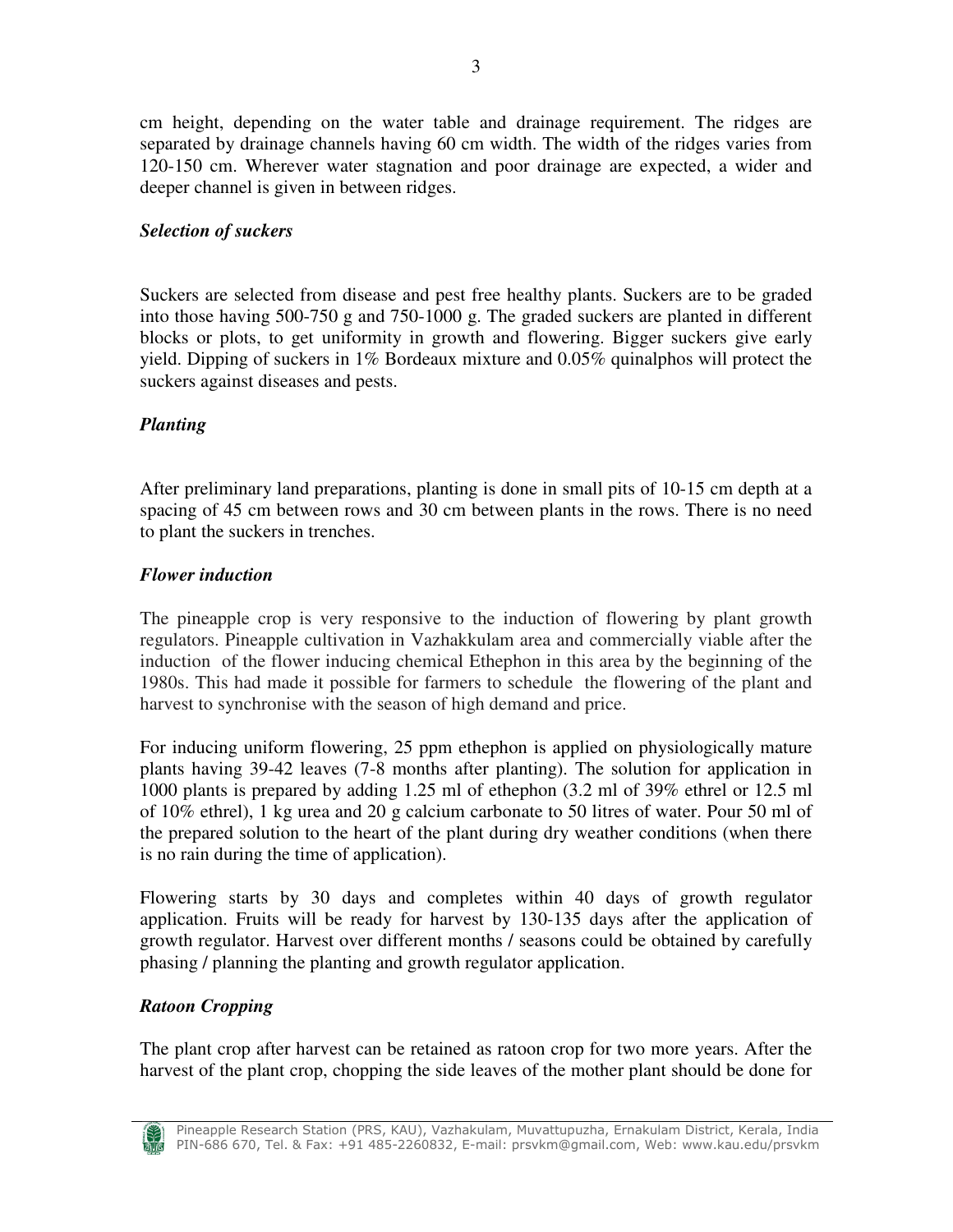cm height, depending on the water table and drainage requirement. The ridges are separated by drainage channels having 60 cm width. The width of the ridges varies from 120-150 cm. Wherever water stagnation and poor drainage are expected, a wider and deeper channel is given in between ridges.

### *Selection of suckers*

Suckers are selected from disease and pest free healthy plants. Suckers are to be graded into those having 500-750 g and 750-1000 g. The graded suckers are planted in different blocks or plots, to get uniformity in growth and flowering. Bigger suckers give early yield. Dipping of suckers in 1% Bordeaux mixture and 0.05% quinalphos will protect the suckers against diseases and pests.

### *Planting*

After preliminary land preparations, planting is done in small pits of 10-15 cm depth at a spacing of 45 cm between rows and 30 cm between plants in the rows. There is no need to plant the suckers in trenches.

### *Flower induction*

The pineapple crop is very responsive to the induction of flowering by plant growth regulators. Pineapple cultivation in Vazhakkulam area and commercially viable after the induction of the flower inducing chemical Ethephon in this area by the beginning of the 1980s. This had made it possible for farmers to schedule the flowering of the plant and harvest to synchronise with the season of high demand and price.

For inducing uniform flowering, 25 ppm ethephon is applied on physiologically mature plants having 39-42 leaves (7-8 months after planting). The solution for application in 1000 plants is prepared by adding 1.25 ml of ethephon (3.2 ml of 39% ethrel or 12.5 ml of 10% ethrel), 1 kg urea and 20 g calcium carbonate to 50 litres of water. Pour 50 ml of the prepared solution to the heart of the plant during dry weather conditions (when there is no rain during the time of application).

Flowering starts by 30 days and completes within 40 days of growth regulator application. Fruits will be ready for harvest by 130-135 days after the application of growth regulator. Harvest over different months / seasons could be obtained by carefully phasing / planning the planting and growth regulator application.

### *Ratoon Cropping*

The plant crop after harvest can be retained as ratoon crop for two more years. After the harvest of the plant crop, chopping the side leaves of the mother plant should be done for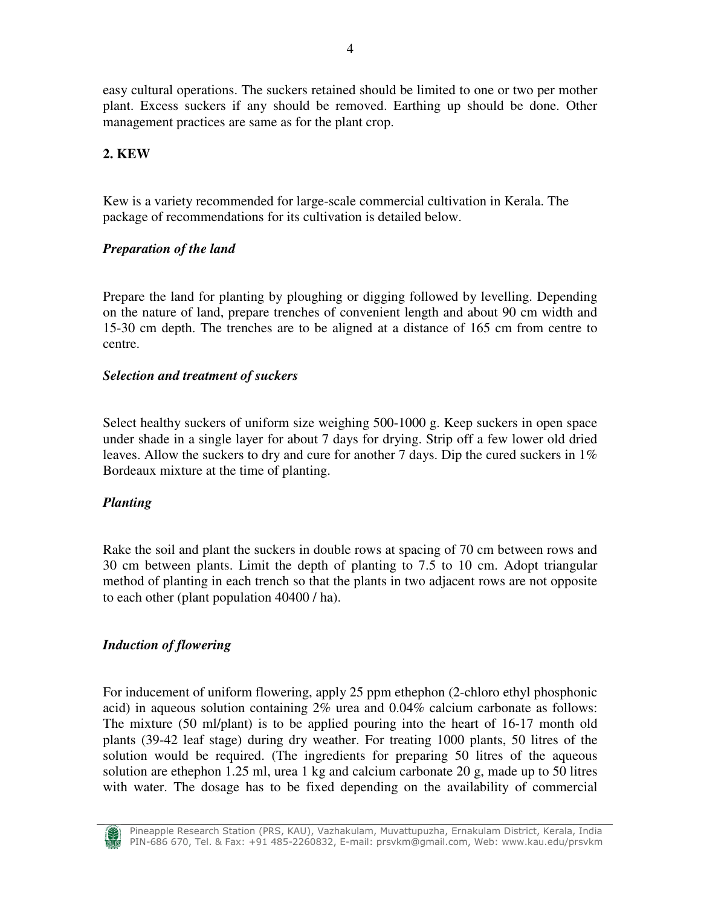easy cultural operations. The suckers retained should be limited to one or two per mother plant. Excess suckers if any should be removed. Earthing up should be done. Other management practices are same as for the plant crop.

## 2. KEW

Kew is a variety recommended for large-scale commercial cultivation in Kerala. The package of recommendations for its cultivation is detailed below.

### *Preparation of the land*

Prepare the land for planting by ploughing or digging followed by levelling. Depending on the nature of land, prepare trenches of convenient length and about 90 cm width and 15-30 cm depth. The trenches are to be aligned at a distance of 165 cm from centre to centre.

### *Selection and treatment of suckers*

Select healthy suckers of uniform size weighing 500-1000 g. Keep suckers in open space under shade in a single layer for about 7 days for drying. Strip off a few lower old dried leaves. Allow the suckers to dry and cure for another 7 days. Dip the cured suckers in 1% Bordeaux mixture at the time of planting.

### *Planting*

Rake the soil and plant the suckers in double rows at spacing of 70 cm between rows and 30 cm between plants. Limit the depth of planting to 7.5 to 10 cm. Adopt triangular method of planting in each trench so that the plants in two adjacent rows are not opposite to each other (plant population 40400 / ha).

### *Induction of flowering*

For inducement of uniform flowering, apply 25 ppm ethephon (2-chloro ethyl phosphonic acid) in aqueous solution containing 2% urea and 0.04% calcium carbonate as follows: The mixture (50 ml/plant) is to be applied pouring into the heart of 16-17 month old plants (39-42 leaf stage) during dry weather. For treating 1000 plants, 50 litres of the solution would be required. (The ingredients for preparing 50 litres of the aqueous solution are ethephon 1.25 ml, urea 1 kg and calcium carbonate 20 g, made up to 50 litres with water. The dosage has to be fixed depending on the availability of commercial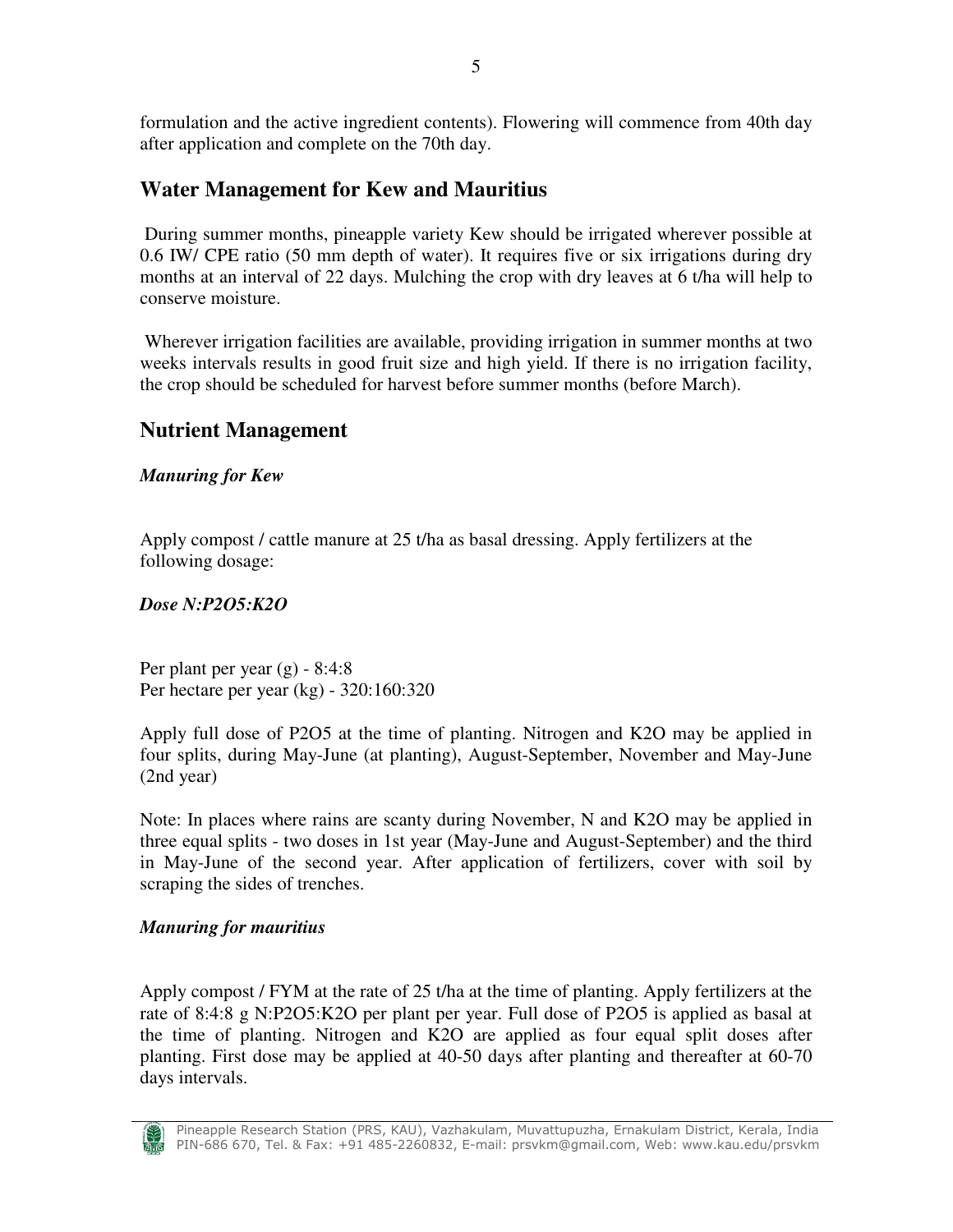formulation and the active ingredient contents). Flowering will commence from 40th day after application and complete on the 70th day.

## Water Management for Kew and Mauritius

During summer months, pineapple variety Kew should be irrigated wherever possible at 0.6 IW/ CPE ratio (50 mm depth of water). It requires five or six irrigations during dry months at an interval of 22 days. Mulching the crop with dry leaves at 6 t/ha will help to conserve moisture.

Wherever irrigation facilities are available, providing irrigation in summer months at two weeks intervals results in good fruit size and high yield. If there is no irrigation facility, the crop should be scheduled for harvest before summer months (before March).

## Nutrient Management

### *Manuring for Kew*

Apply compost / cattle manure at 25 t/ha as basal dressing. Apply fertilizers at the following dosage:

***Dose N:P2O5:K2O***

Per plant per year (g) - 8:4:8
Per hectare per year (kg) - 320:160:320

Apply full dose of P2O5 at the time of planting. Nitrogen and K2O may be applied in four splits, during May-June (at planting), August-September, November and May-June (2nd year)

Note: In places where rains are scanty during November, N and K2O may be applied in three equal splits - two doses in 1st year (May-June and August-September) and the third in May-June of the second year. After application of fertilizers, cover with soil by scraping the sides of trenches.

### *Manuring for mauritius*

Apply compost / FYM at the rate of 25 t/ha at the time of planting. Apply fertilizers at the rate of 8:4:8 g N:P2O5:K2O per plant per year. Full dose of P2O5 is applied as basal at the time of planting. Nitrogen and K2O are applied as four equal split doses after planting. First dose may be applied at 40-50 days after planting and thereafter at 60-70 days intervals.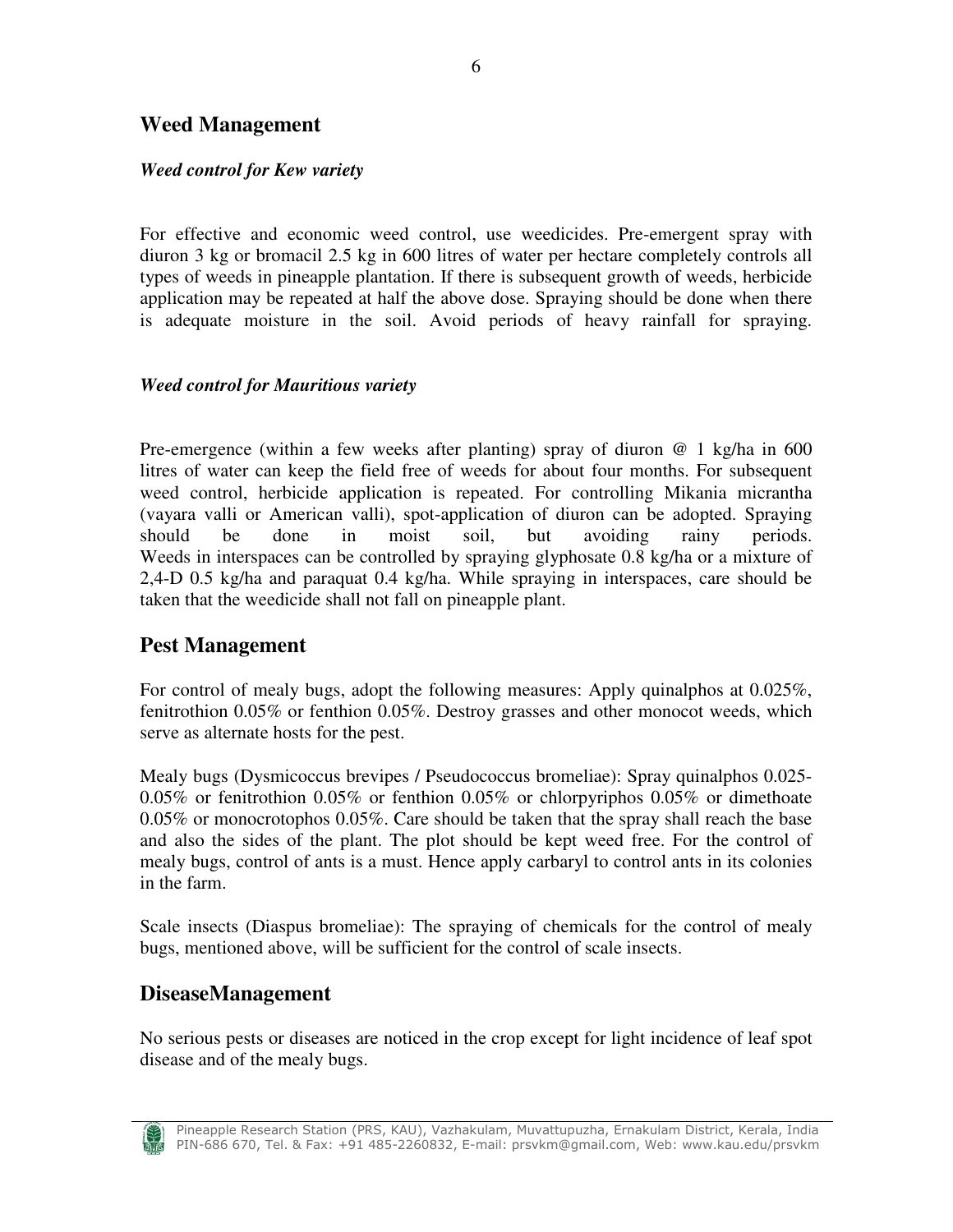## Weed Management

### *Weed control for Kew variety*

For effective and economic weed control, use weedicides. Pre-emergent spray with diuron 3 kg or bromacil 2.5 kg in 600 litres of water per hectare completely controls all types of weeds in pineapple plantation. If there is subsequent growth of weeds, herbicide application may be repeated at half the above dose. Spraying should be done when there is adequate moisture in the soil. Avoid periods of heavy rainfall for spraying.

### *Weed control for Mauritious variety*

Pre-emergence (within a few weeks after planting) spray of diuron @ 1 kg/ha in 600 litres of water can keep the field free of weeds for about four months. For subsequent weed control, herbicide application is repeated. For controlling Mikania micrantha (vayara valli or American valli), spot-application of diuron can be adopted. Spraying should be done in moist soil, but avoiding rainy periods. Weeds in interspaces can be controlled by spraying glyphosate 0.8 kg/ha or a mixture of 2,4-D 0.5 kg/ha and paraquat 0.4 kg/ha. While spraying in interspaces, care should be taken that the weedicide shall not fall on pineapple plant.

## Pest Management

For control of mealy bugs, adopt the following measures: Apply quinalphos at 0.025%, fenitrothion 0.05% or fenthion 0.05%. Destroy grasses and other monocot weeds, which serve as alternate hosts for the pest.

Mealy bugs (Dysmicoccus brevipes / Pseudococcus bromeliae): Spray quinalphos 0.025-0.05% or fenitrothion 0.05% or fenthion 0.05% or chlorpyriphos 0.05% or dimethoate 0.05% or monocrotophos 0.05%. Care should be taken that the spray shall reach the base and also the sides of the plant. The plot should be kept weed free. For the control of mealy bugs, control of ants is a must. Hence apply carbaryl to control ants in its colonies in the farm.

Scale insects (Diaspus bromeliae): The spraying of chemicals for the control of mealy bugs, mentioned above, will be sufficient for the control of scale insects.

## DiseaseManagement

No serious pests or diseases are noticed in the crop except for light incidence of leaf spot disease and of the mealy bugs.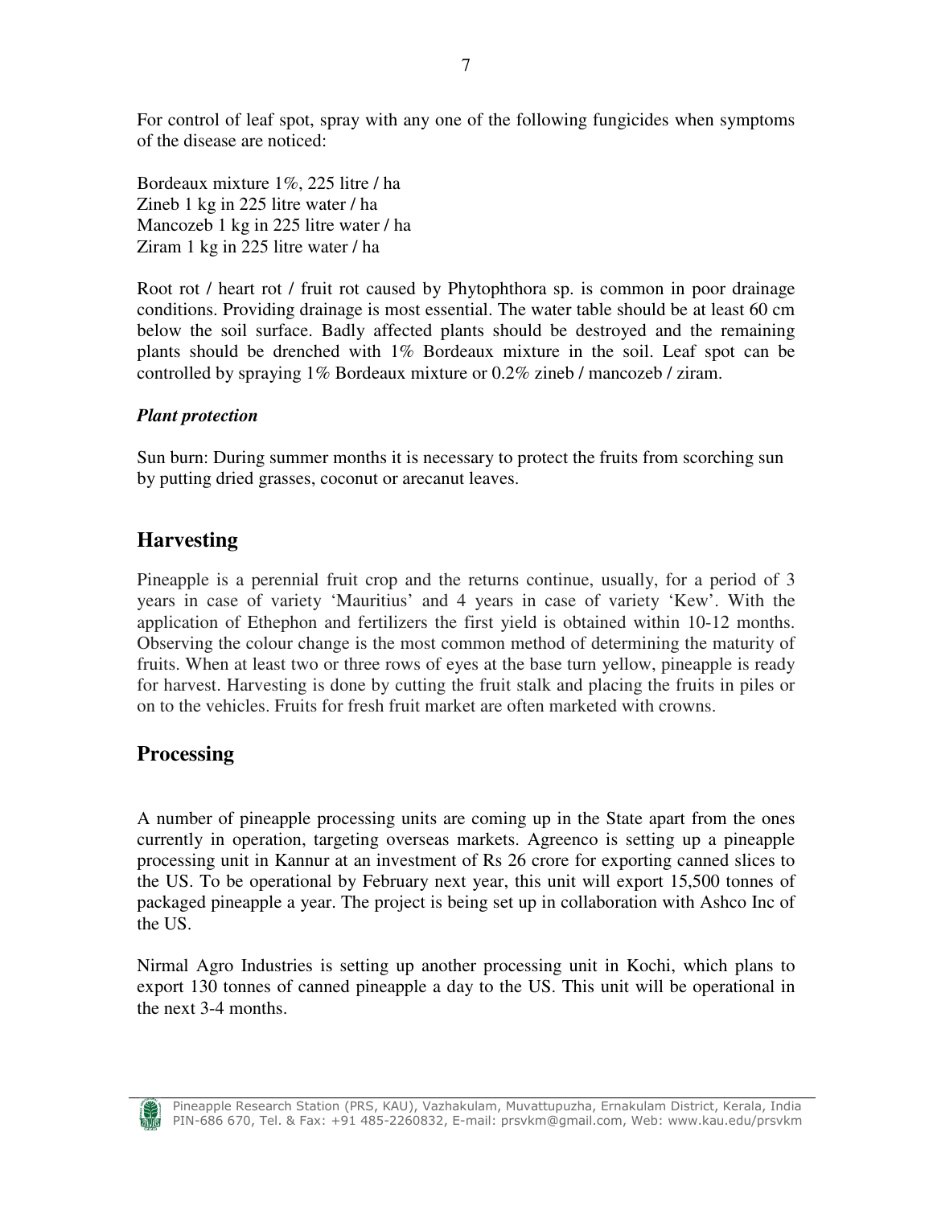For control of leaf spot, spray with any one of the following fungicides when symptoms of the disease are noticed:

Bordeaux mixture 1%, 225 litre / ha
Zineb 1 kg in 225 litre water / ha
Mancozeb 1 kg in 225 litre water / ha
Ziram 1 kg in 225 litre water / ha

Root rot / heart rot / fruit rot caused by Phytophthora sp. is common in poor drainage conditions. Providing drainage is most essential. The water table should be at least 60 cm below the soil surface. Badly affected plants should be destroyed and the remaining plants should be drenched with 1% Bordeaux mixture in the soil. Leaf spot can be controlled by spraying 1% Bordeaux mixture or 0.2% zineb / mancozeb / ziram.

***Plant protection***

Sun burn: During summer months it is necessary to protect the fruits from scorching sun by putting dried grasses, coconut or arecanut leaves.

## Harvesting

Pineapple is a perennial fruit crop and the returns continue, usually, for a period of 3 years in case of variety 'Mauritius' and 4 years in case of variety 'Kew'. With the application of Ethephon and fertilizers the first yield is obtained within 10-12 months. Observing the colour change is the most common method of determining the maturity of fruits. When at least two or three rows of eyes at the base turn yellow, pineapple is ready for harvest. Harvesting is done by cutting the fruit stalk and placing the fruits in piles or on to the vehicles. Fruits for fresh fruit market are often marketed with crowns.

## Processing

A number of pineapple processing units are coming up in the State apart from the ones currently in operation, targeting overseas markets. Agreenco is setting up a pineapple processing unit in Kannur at an investment of Rs 26 crore for exporting canned slices to the US. To be operational by February next year, this unit will export 15,500 tonnes of packaged pineapple a year. The project is being set up in collaboration with Ashco Inc of the US.

Nirmal Agro Industries is setting up another processing unit in Kochi, which plans to export 130 tonnes of canned pineapple a day to the US. This unit will be operational in the next 3-4 months.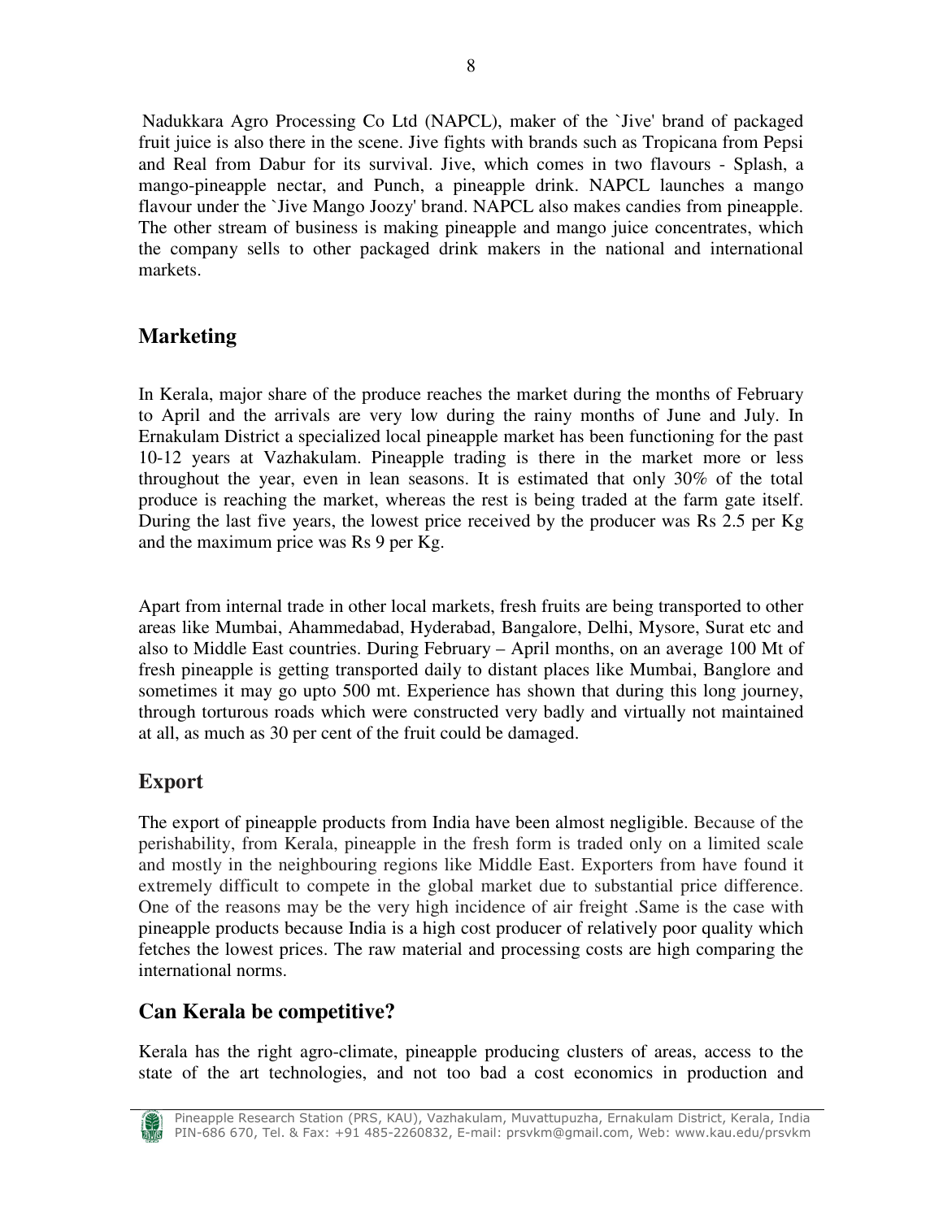Nadukkara Agro Processing Co Ltd (NAPCL), maker of the `Jive' brand of packaged fruit juice is also there in the scene. Jive fights with brands such as Tropicana from Pepsi and Real from Dabur for its survival. Jive, which comes in two flavours - Splash, a mango-pineapple nectar, and Punch, a pineapple drink. NAPCL launches a mango flavour under the `Jive Mango Joozy' brand. NAPCL also makes candies from pineapple. The other stream of business is making pineapple and mango juice concentrates, which the company sells to other packaged drink makers in the national and international markets.

## Marketing

In Kerala, major share of the produce reaches the market during the months of February to April and the arrivals are very low during the rainy months of June and July. In Ernakulam District a specialized local pineapple market has been functioning for the past 10-12 years at Vazhakulam. Pineapple trading is there in the market more or less throughout the year, even in lean seasons. It is estimated that only 30% of the total produce is reaching the market, whereas the rest is being traded at the farm gate itself. During the last five years, the lowest price received by the producer was Rs 2.5 per Kg and the maximum price was Rs 9 per Kg.

Apart from internal trade in other local markets, fresh fruits are being transported to other areas like Mumbai, Ahammedabad, Hyderabad, Bangalore, Delhi, Mysore, Surat etc and also to Middle East countries. During February – April months, on an average 100 Mt of fresh pineapple is getting transported daily to distant places like Mumbai, Banglore and sometimes it may go upto 500 mt. Experience has shown that during this long journey, through torturous roads which were constructed very badly and virtually not maintained at all, as much as 30 per cent of the fruit could be damaged.

## Export

The export of pineapple products from India have been almost negligible. Because of the perishability, from Kerala, pineapple in the fresh form is traded only on a limited scale and mostly in the neighbouring regions like Middle East. Exporters from have found it extremely difficult to compete in the global market due to substantial price difference. One of the reasons may be the very high incidence of air freight .Same is the case with pineapple products because India is a high cost producer of relatively poor quality which fetches the lowest prices. The raw material and processing costs are high comparing the international norms.

## Can Kerala be competitive?

Kerala has the right agro-climate, pineapple producing clusters of areas, access to the state of the art technologies, and not too bad a cost economics in production and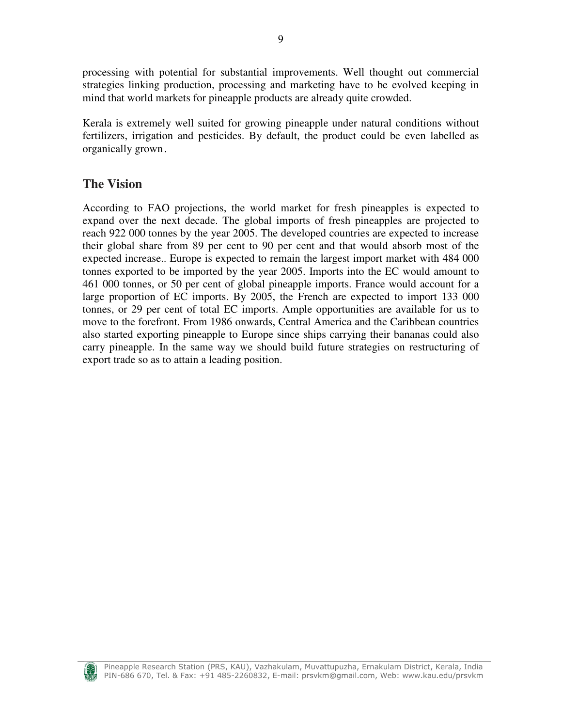processing with potential for substantial improvements. Well thought out commercial strategies linking production, processing and marketing have to be evolved keeping in mind that world markets for pineapple products are already quite crowded.

Kerala is extremely well suited for growing pineapple under natural conditions without fertilizers, irrigation and pesticides. By default, the product could be even labelled as organically grown.

## The Vision

According to FAO projections, the world market for fresh pineapples is expected to expand over the next decade. The global imports of fresh pineapples are projected to reach 922 000 tonnes by the year 2005. The developed countries are expected to increase their global share from 89 per cent to 90 per cent and that would absorb most of the expected increase.. Europe is expected to remain the largest import market with 484 000 tonnes exported to be imported by the year 2005. Imports into the EC would amount to 461 000 tonnes, or 50 per cent of global pineapple imports. France would account for a large proportion of EC imports. By 2005, the French are expected to import 133 000 tonnes, or 29 per cent of total EC imports. Ample opportunities are available for us to move to the forefront. From 1986 onwards, Central America and the Caribbean countries also started exporting pineapple to Europe since ships carrying their bananas could also carry pineapple. In the same way we should build future strategies on restructuring of export trade so as to attain a leading position.